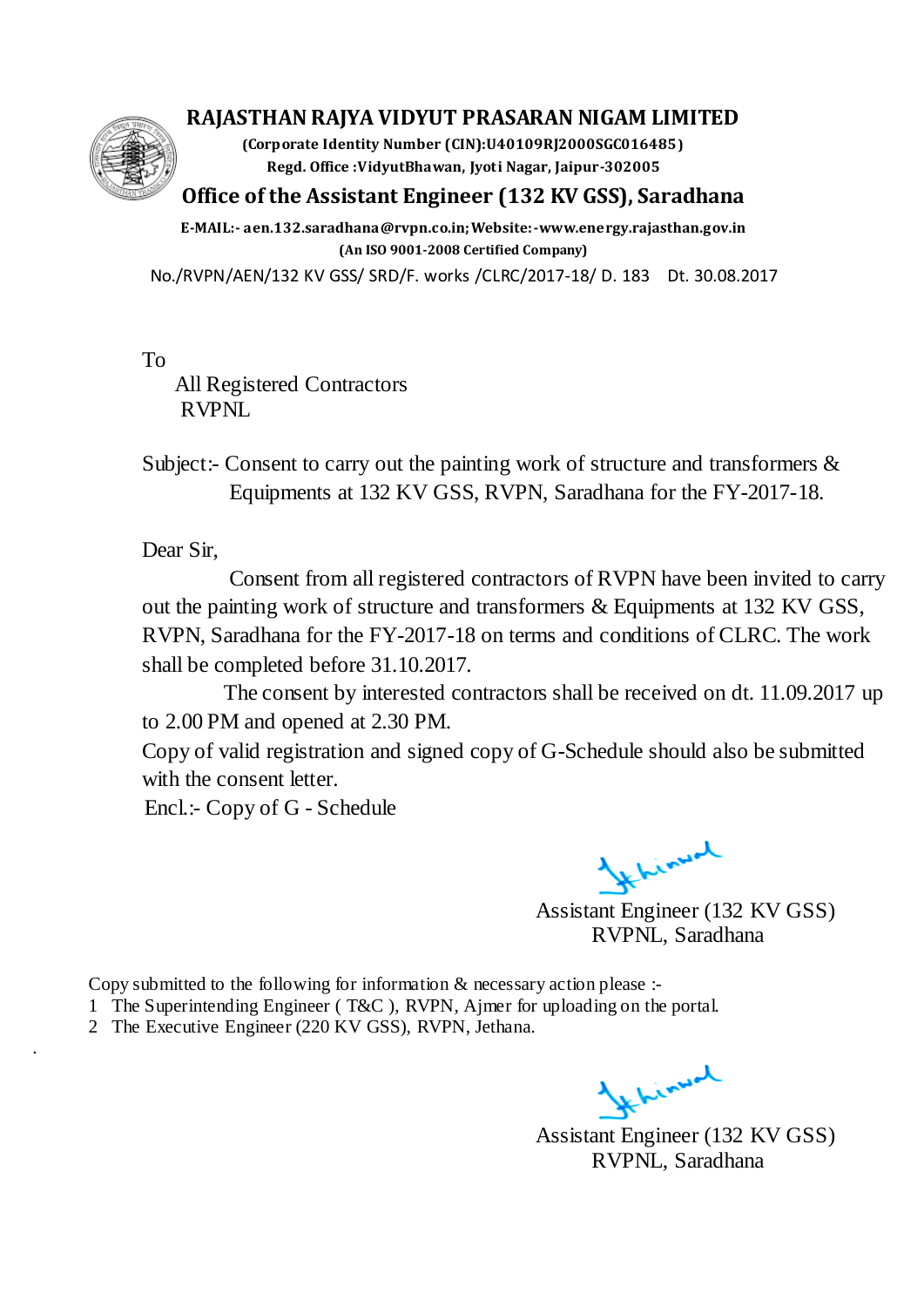# RAJASTHAN RAJYA VIDYUT PRASARAN NIGAM LIMITED

**(Corporate Identity Number (CIN):U40109RJ2000SGC016485)**
**Regd. Office :VidyutBhawan, Jyoti Nagar, Jaipur-302005**

## Office of the Assistant Engineer (132 KV GSS), Saradhana

**E-MAIL:- aen.132.saradhana@rvpn.co.in; Website:-www.energy.rajasthan.gov.in**
**(An ISO 9001-2008 Certified Company)**

No./RVPN/AEN/132 KV GSS/ SRD/F. works /CLRC/2017-18/ D. 183 Dt. 30.08.2017

To
All Registered Contractors
RVPNL

Subject:- Consent to carry out the painting work of structure and transformers & Equipments at 132 KV GSS, RVPN, Saradhana for the FY-2017-18.

Dear Sir,

Consent from all registered contractors of RVPN have been invited to carry out the painting work of structure and transformers & Equipments at 132 KV GSS, RVPN, Saradhana for the FY-2017-18 on terms and conditions of CLRC. The work shall be completed before 31.10.2017.

The consent by interested contractors shall be received on dt. 11.09.2017 up to 2.00 PM and opened at 2.30 PM.

Copy of valid registration and signed copy of G-Schedule should also be submitted with the consent letter.

Encl.:- Copy of G - Schedule

Assistant Engineer (132 KV GSS)
RVPNL, Saradhana

Copy submitted to the following for information & necessary action please :-

1. The Superintending Engineer ( T&C ), RVPN, Ajmer for uploading on the portal.
2. The Executive Engineer (220 KV GSS), RVPN, Jethana.

Assistant Engineer (132 KV GSS)
RVPNL, Saradhana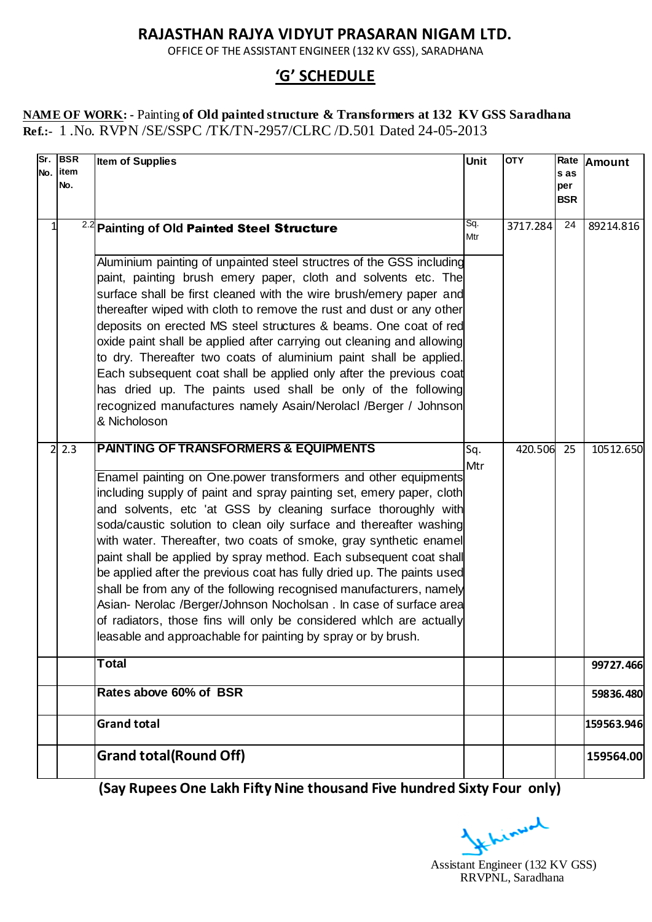# RAJASTHAN RAJYA VIDYUT PRASARAN NIGAM LTD.

OFFICE OF THE ASSISTANT ENGINEER (132 KV GSS), SARADHANA

## 'G' SCHEDULE

**NAME OF WORK: -** Painting **of Old painted structure & Transformers at 132 KV GSS Saradhana**
**Ref.:-** 1 .No. RVPN /SE/SSPC /TK/TN-2957/CLRC /D.501 Dated 24-05-2013

| Sr. No. | BSR item No. | Item of Supplies | Unit | OTY | Rate s as per BSR | Amount |
|---|---|---|---|---|---|---|
| 1 | 2.2 | **Painting of Old Painted Steel Structure**<br><br>Aluminium painting of unpainted steel structres of the GSS including paint, painting brush emery paper, cloth and solvents etc. The surface shall be first cleaned with the wire brush/emery paper and thereafter wiped with cloth to remove the rust and dust or any other deposits on erected MS steel structures & beams. One coat of red oxide paint shall be applied after carrying out cleaning and allowing to dry. Thereafter two coats of aluminium paint shall be applied. Each subsequent coat shall be applied only after the previous coat has dried up. The paints used shall be only of the following recognized manufactures namely Asain/Nerolacl /Berger / Johnson & Nicholoson | Sq. Mtr | 3717.284 | 24 | 89214.816 |
| 2 | 2.3 | **PAINTING OF TRANSFORMERS & EQUIPMENTS**<br><br>Enamel painting on One.power transformers and other equipments including supply of paint and spray painting set, emery paper, cloth and solvents, etc 'at GSS by cleaning surface thoroughly with soda/caustic solution to clean oily surface and thereafter washing with water. Thereafter, two coats of smoke, gray synthetic enamel paint shall be applied by spray method. Each subsequent coat shall be applied after the previous coat has fully dried up. The paints used shall be from any of the following recognised manufacturers, namely Asian- Nerolac /Berger/Johnson Nocholsan . In case of surface area of radiators, those fins will only be considered whlch are actually leasable and approachable for painting by spray or by brush. | Sq. Mtr | 420.506 | 25 | 10512.650 |
| | | **Total** | | | | **99727.466** |
| | | **Rates above 60% of BSR** | | | | **59836.480** |
| | | **Grand total** | | | | **159563.946** |
| | | **Grand total(Round Off)** | | | | **159564.00** |

**(Say Rupees One Lakh Fifty Nine thousand Five hundred Sixty Four only)**

Assistant Engineer (132 KV GSS)
RRVPNL, Saradhana